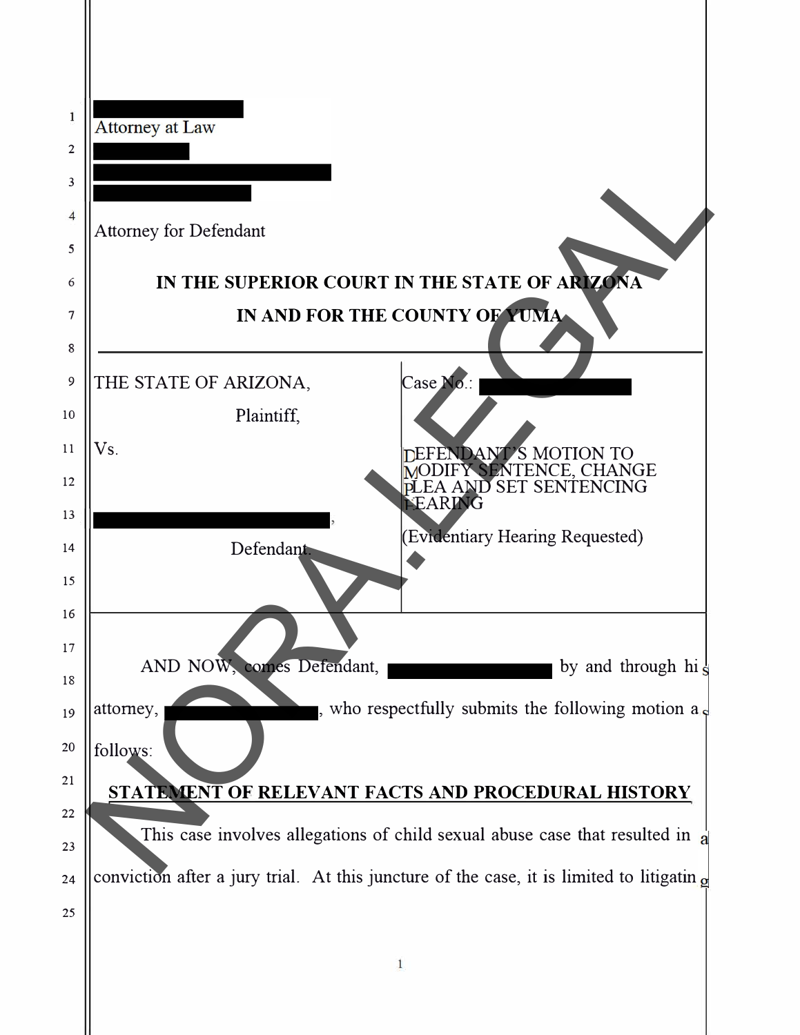[REDACTED]
Attorney at Law
[REDACTED]
[REDACTED]
[REDACTED]

Attorney for Defendant

**IN THE SUPERIOR COURT IN THE STATE OF ARIZONA**
**IN AND FOR THE COUNTY OF YUMA**

| | |
|---|---|
| THE STATE OF ARIZONA,<br>Plaintiff,<br><br>Vs.<br><br>[REDACTED],<br>Defendant. | Case No.: [REDACTED]<br><br>DEFENDANT'S MOTION TO MODIFY SENTENCE, CHANGE PLEA AND SET SENTENCING HEARING<br><br>(Evidentiary Hearing Requested) |

AND NOW, comes Defendant, [REDACTED] by and through his attorney, [REDACTED], who respectfully submits the following motion as follows:

## STATEMENT OF RELEVANT FACTS AND PROCEDURAL HISTORY

This case involves allegations of child sexual abuse case that resulted in a conviction after a jury trial. At this juncture of the case, it is limited to litigating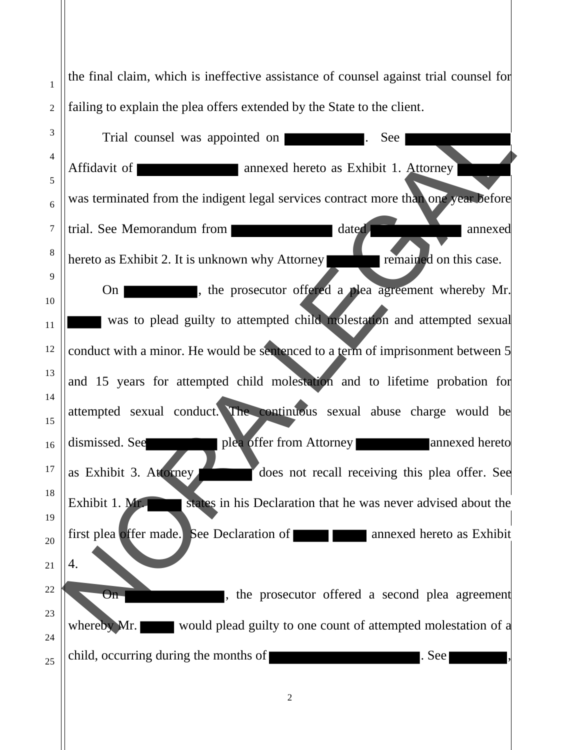the final claim, which is ineffective assistance of counsel against trial counsel for failing to explain the plea offers extended by the State to the client.

Trial counsel was appointed on [REDACTED]. See [REDACTED] Affidavit of [REDACTED] annexed hereto as Exhibit 1. Attorney [REDACTED] was terminated from the indigent legal services contract more than one year before trial. See Memorandum from [REDACTED] dated [REDACTED] annexed hereto as Exhibit 2. It is unknown why Attorney [REDACTED] remained on this case.

On [REDACTED], the prosecutor offered a plea agreement whereby Mr. [REDACTED] was to plead guilty to attempted child molestation and attempted sexual conduct with a minor. He would be sentenced to a term of imprisonment between 5 and 15 years for attempted child molestation and to lifetime probation for attempted sexual conduct. The continuous sexual abuse charge would be dismissed. See [REDACTED] plea offer from Attorney [REDACTED] annexed hereto as Exhibit 3. Attorney [REDACTED] does not recall receiving this plea offer. See Exhibit 1. Mr. [REDACTED] states in his Declaration that he was never advised about the first plea offer made. See Declaration of [REDACTED] [REDACTED] annexed hereto as Exhibit 4.

On [REDACTED], the prosecutor offered a second plea agreement whereby Mr. [REDACTED] would plead guilty to one count of attempted molestation of a child, occurring during the months of [REDACTED]. See [REDACTED],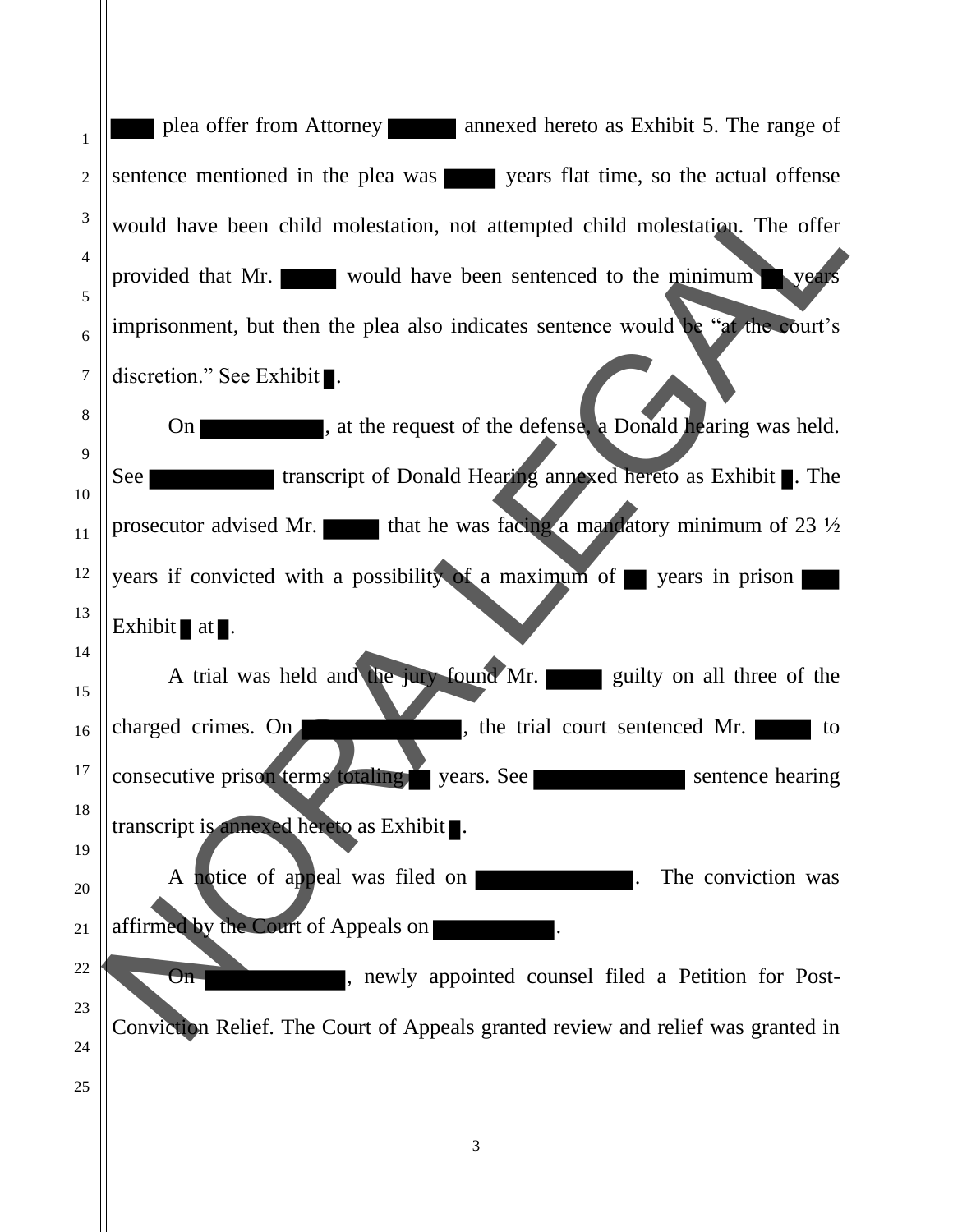█████ plea offer from Attorney █████ annexed hereto as Exhibit 5. The range of sentence mentioned in the plea was █████ years flat time, so the actual offense would have been child molestation, not attempted child molestation. The offer provided that Mr. █████ would have been sentenced to the minimum ██ years imprisonment, but then the plea also indicates sentence would be "at the court's discretion." See Exhibit █.

On █████████, at the request of the defense, a Donald hearing was held. See █████████ transcript of Donald Hearing annexed hereto as Exhibit █. The prosecutor advised Mr. █████ that he was facing a mandatory minimum of 23 ½ years if convicted with a possibility of a maximum of ██ years in prison ███ Exhibit █ at █.

A trial was held and the jury found Mr. █████ guilty on all three of the charged crimes. On ███████████, the trial court sentenced Mr. █████ to consecutive prison terms totaling ██ years. See ███████████ sentence hearing transcript is annexed hereto as Exhibit █.

A notice of appeal was filed on ███████████. The conviction was affirmed by the Court of Appeals on █████████.

On █████████, newly appointed counsel filed a Petition for Post-Conviction Relief. The Court of Appeals granted review and relief was granted in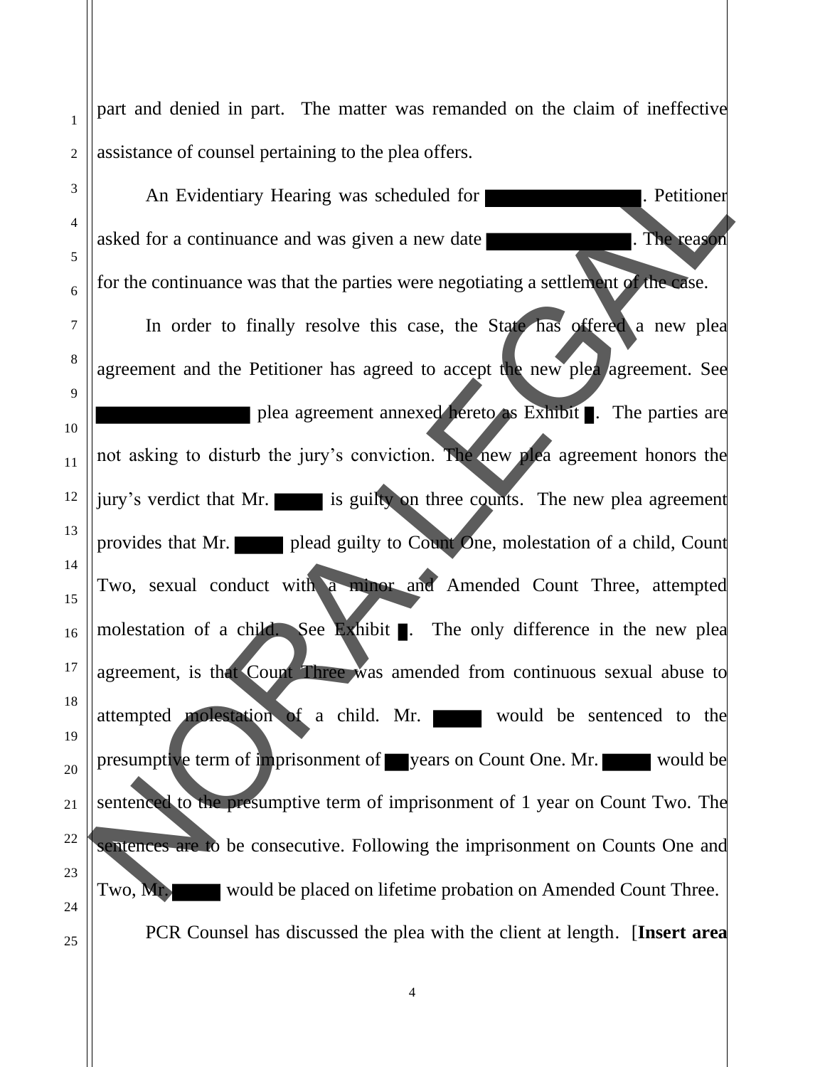part and denied in part. The matter was remanded on the claim of ineffective assistance of counsel pertaining to the plea offers.

An Evidentiary Hearing was scheduled for ████████. Petitioner asked for a continuance and was given a new date ████████. The reason for the continuance was that the parties were negotiating a settlement of the case.

In order to finally resolve this case, the State has offered a new plea agreement and the Petitioner has agreed to accept the new plea agreement. See ████████ plea agreement annexed hereto as Exhibit █. The parties are not asking to disturb the jury's conviction. The new plea agreement honors the jury's verdict that Mr. ███ is guilty on three counts. The new plea agreement provides that Mr. ███ plead guilty to Count One, molestation of a child, Count Two, sexual conduct with a minor and Amended Count Three, attempted molestation of a child. See Exhibit █. The only difference in the new plea agreement, is that Count Three was amended from continuous sexual abuse to attempted molestation of a child. Mr. ███ would be sentenced to the presumptive term of imprisonment of ██ years on Count One. Mr. ███ would be sentenced to the presumptive term of imprisonment of 1 year on Count Two. The sentences are to be consecutive. Following the imprisonment on Counts One and Two, Mr. ███ would be placed on lifetime probation on Amended Count Three.

PCR Counsel has discussed the plea with the client at length. [**Insert area**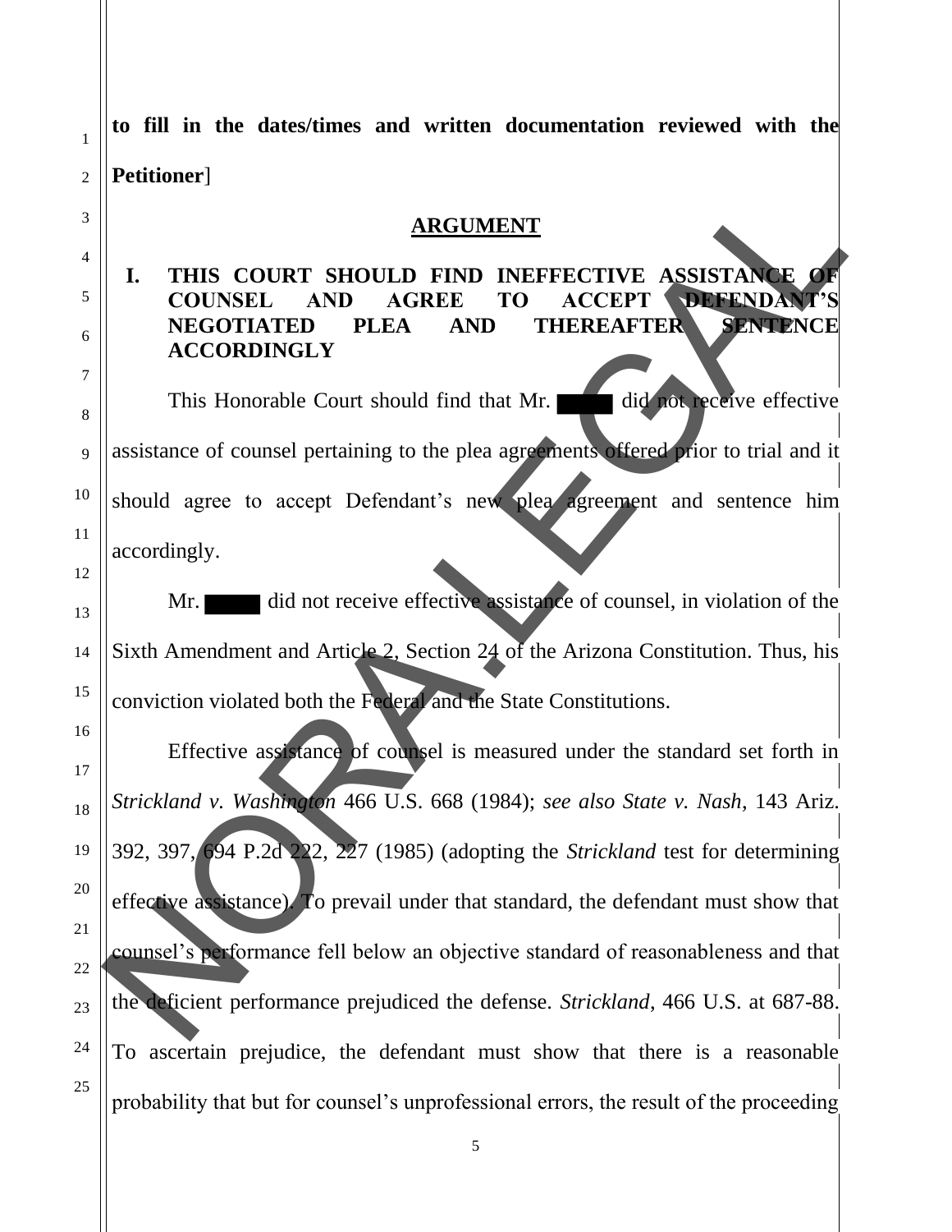**to fill in the dates/times and written documentation reviewed with the Petitioner**]

## ARGUMENT

### I. THIS COURT SHOULD FIND INEFFECTIVE ASSISTANCE OF COUNSEL AND AGREE TO ACCEPT DEFENDANT'S NEGOTIATED PLEA AND THEREAFTER SENTENCE ACCORDINGLY

This Honorable Court should find that Mr. ████ did not receive effective assistance of counsel pertaining to the plea agreements offered prior to trial and it should agree to accept Defendant's new plea agreement and sentence him accordingly.

Mr. ████ did not receive effective assistance of counsel, in violation of the Sixth Amendment and Article 2, Section 24 of the Arizona Constitution. Thus, his conviction violated both the Federal and the State Constitutions.

Effective assistance of counsel is measured under the standard set forth in *Strickland v. Washington* 466 U.S. 668 (1984); *see also State v. Nash*, 143 Ariz. 392, 397, 694 P.2d 222, 227 (1985) (adopting the *Strickland* test for determining effective assistance). To prevail under that standard, the defendant must show that counsel's performance fell below an objective standard of reasonableness and that the deficient performance prejudiced the defense. *Strickland*, 466 U.S. at 687-88. To ascertain prejudice, the defendant must show that there is a reasonable probability that but for counsel's unprofessional errors, the result of the proceeding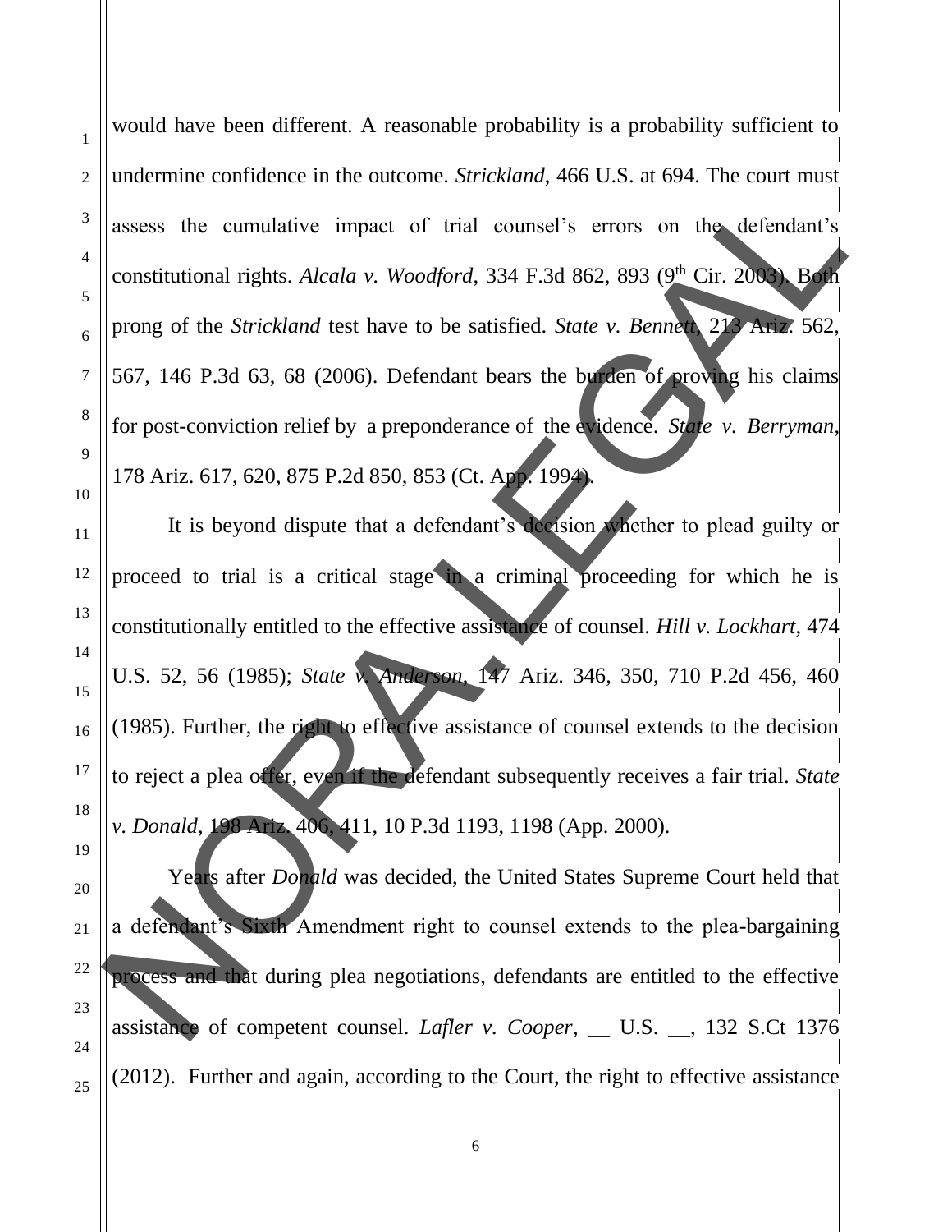would have been different. A reasonable probability is a probability sufficient to undermine confidence in the outcome. *Strickland*, 466 U.S. at 694. The court must assess the cumulative impact of trial counsel's errors on the defendant's constitutional rights. *Alcala v. Woodford*, 334 F.3d 862, 893 (9th Cir. 2003). Both prong of the *Strickland* test have to be satisfied. *State v. Bennett*, 213 Ariz. 562, 567, 146 P.3d 63, 68 (2006). Defendant bears the burden of proving his claims for post-conviction relief by a preponderance of the evidence. *State v. Berryman*, 178 Ariz. 617, 620, 875 P.2d 850, 853 (Ct. App. 1994).

It is beyond dispute that a defendant's decision whether to plead guilty or proceed to trial is a critical stage in a criminal proceeding for which he is constitutionally entitled to the effective assistance of counsel. *Hill v. Lockhart*, 474 U.S. 52, 56 (1985); *State v. Anderson*, 147 Ariz. 346, 350, 710 P.2d 456, 460 (1985). Further, the right to effective assistance of counsel extends to the decision to reject a plea offer, even if the defendant subsequently receives a fair trial. *State v. Donald*, 198 Ariz. 406, 411, 10 P.3d 1193, 1198 (App. 2000).

Years after *Donald* was decided, the United States Supreme Court held that a defendant's Sixth Amendment right to counsel extends to the plea-bargaining process and that during plea negotiations, defendants are entitled to the effective assistance of competent counsel. *Lafler v. Cooper*, __ U.S. __, 132 S.Ct 1376 (2012). Further and again, according to the Court, the right to effective assistance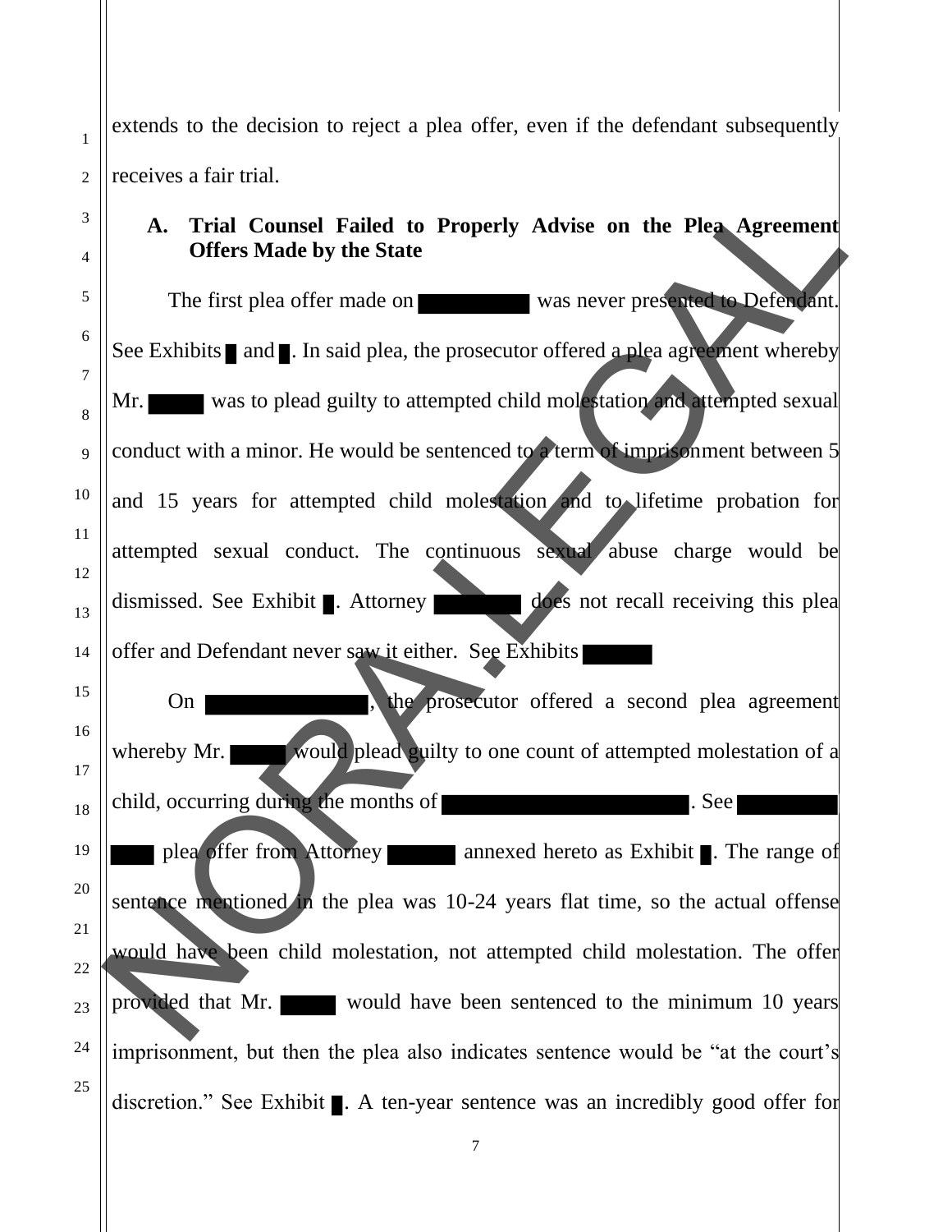extends to the decision to reject a plea offer, even if the defendant subsequently receives a fair trial.

### A. Trial Counsel Failed to Properly Advise on the Plea Agreement Offers Made by the State

The first plea offer made on ███████ was never presented to Defendant. See Exhibits █ and █. In said plea, the prosecutor offered a plea agreement whereby Mr. ████ was to plead guilty to attempted child molestation and attempted sexual conduct with a minor. He would be sentenced to a term of imprisonment between 5 and 15 years for attempted child molestation and to lifetime probation for attempted sexual conduct. The continuous sexual abuse charge would be dismissed. See Exhibit █. Attorney ██████ does not recall receiving this plea offer and Defendant never saw it either. See Exhibits █████

On ██████████, the prosecutor offered a second plea agreement whereby Mr. ████ would plead guilty to one count of attempted molestation of a child, occurring during the months of ████████████████. See ███████ ███ plea offer from Attorney █████ annexed hereto as Exhibit █. The range of sentence mentioned in the plea was 10-24 years flat time, so the actual offense would have been child molestation, not attempted child molestation. The offer provided that Mr. ████ would have been sentenced to the minimum 10 years imprisonment, but then the plea also indicates sentence would be "at the court's discretion." See Exhibit █. A ten-year sentence was an incredibly good offer for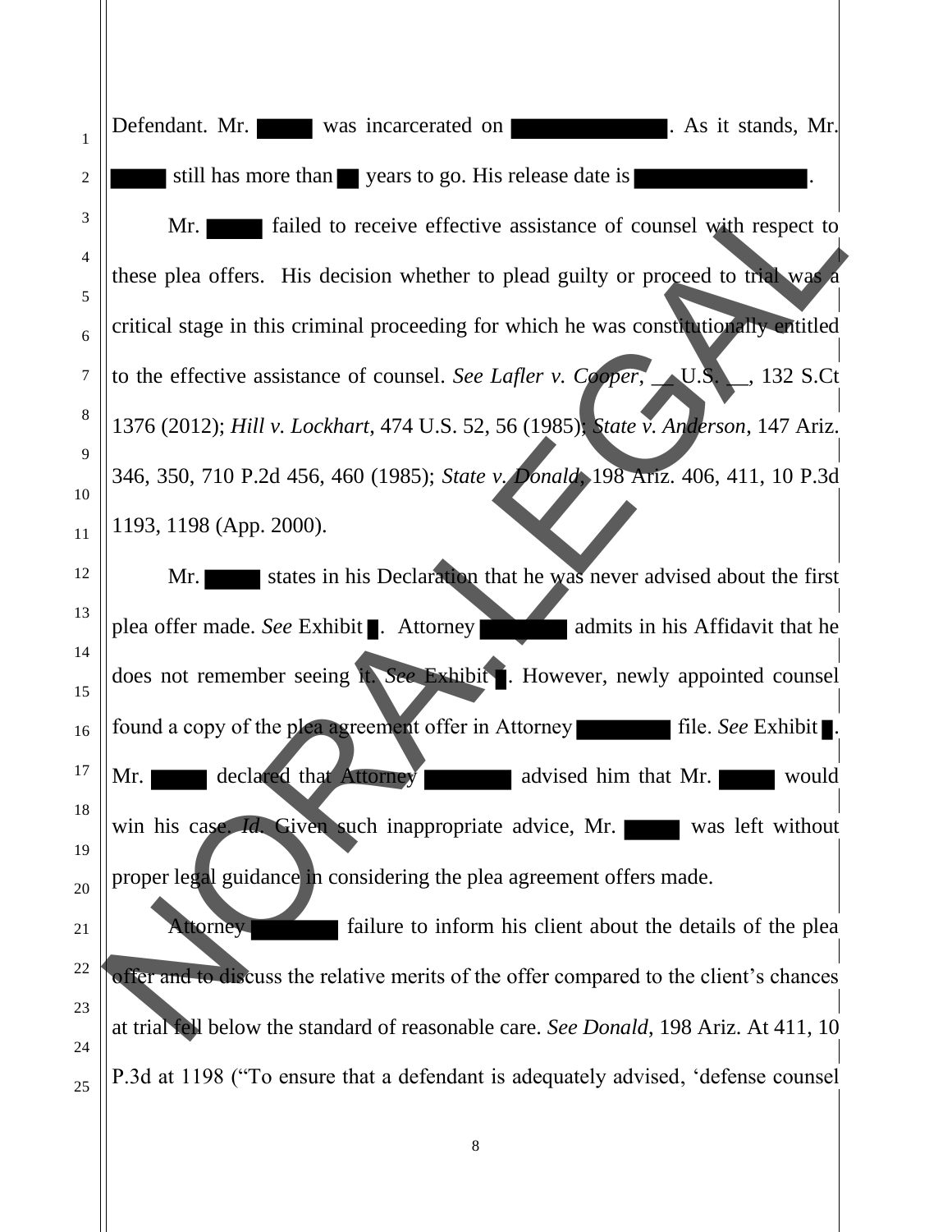Defendant. Mr. ████ was incarcerated on ████████. As it stands, Mr. ████ still has more than ██ years to go. His release date is ████████.

Mr. ████ failed to receive effective assistance of counsel with respect to these plea offers. His decision whether to plead guilty or proceed to trial was a critical stage in this criminal proceeding for which he was constitutionally entitled to the effective assistance of counsel. *See Lafler v. Cooper*, __ U.S. __, 132 S.Ct 1376 (2012); *Hill v. Lockhart*, 474 U.S. 52, 56 (1985); *State v. Anderson*, 147 Ariz. 346, 350, 710 P.2d 456, 460 (1985); *State v. Donald*, 198 Ariz. 406, 411, 10 P.3d 1193, 1198 (App. 2000).

Mr. ████ states in his Declaration that he was never advised about the first plea offer made. *See* Exhibit █. Attorney ████ admits in his Affidavit that he does not remember seeing it. *See* Exhibit █. However, newly appointed counsel found a copy of the plea agreement offer in Attorney ████ file. *See* Exhibit █. Mr. ████ declared that Attorney ████ advised him that Mr. ████ would win his case. *Id.* Given such inappropriate advice, Mr. ████ was left without proper legal guidance in considering the plea agreement offers made.

Attorney ████ failure to inform his client about the details of the plea offer and to discuss the relative merits of the offer compared to the client's chances at trial fell below the standard of reasonable care. *See Donald*, 198 Ariz. At 411, 10 P.3d at 1198 ("To ensure that a defendant is adequately advised, 'defense counsel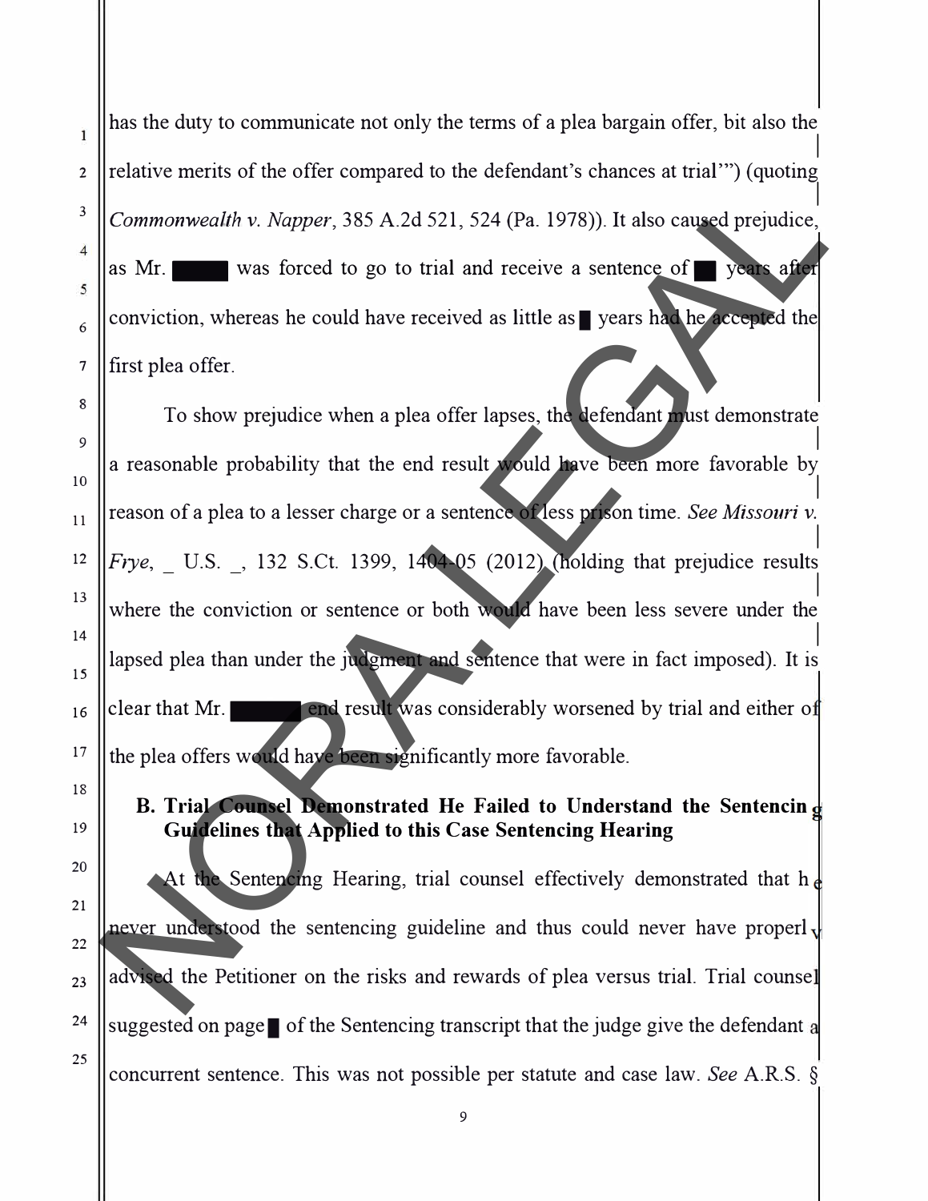has the duty to communicate not only the terms of a plea bargain offer, bit also the relative merits of the offer compared to the defendant's chances at trial'") (quoting *Commonwealth v. Napper*, 385 A.2d 521, 524 (Pa. 1978)). It also caused prejudice, as Mr. ████ was forced to go to trial and receive a sentence of █ years after conviction, whereas he could have received as little as █ years had he accepted the first plea offer.

To show prejudice when a plea offer lapses, the defendant must demonstrate a reasonable probability that the end result would have been more favorable by reason of a plea to a lesser charge or a sentence of less prison time. *See Missouri v. Frye*, _ U.S. _, 132 S.Ct. 1399, 1404-05 (2012) (holding that prejudice results where the conviction or sentence or both would have been less severe under the lapsed plea than under the judgment and sentence that were in fact imposed). It is clear that Mr. ████ end result was considerably worsened by trial and either of the plea offers would have been significantly more favorable.

**B. Trial Counsel Demonstrated He Failed to Understand the Sentencing Guidelines that Applied to this Case Sentencing Hearing**

At the Sentencing Hearing, trial counsel effectively demonstrated that he never understood the sentencing guideline and thus could never have properly advised the Petitioner on the risks and rewards of plea versus trial. Trial counsel suggested on page █ of the Sentencing transcript that the judge give the defendant a concurrent sentence. This was not possible per statute and case law. *See* A.R.S. §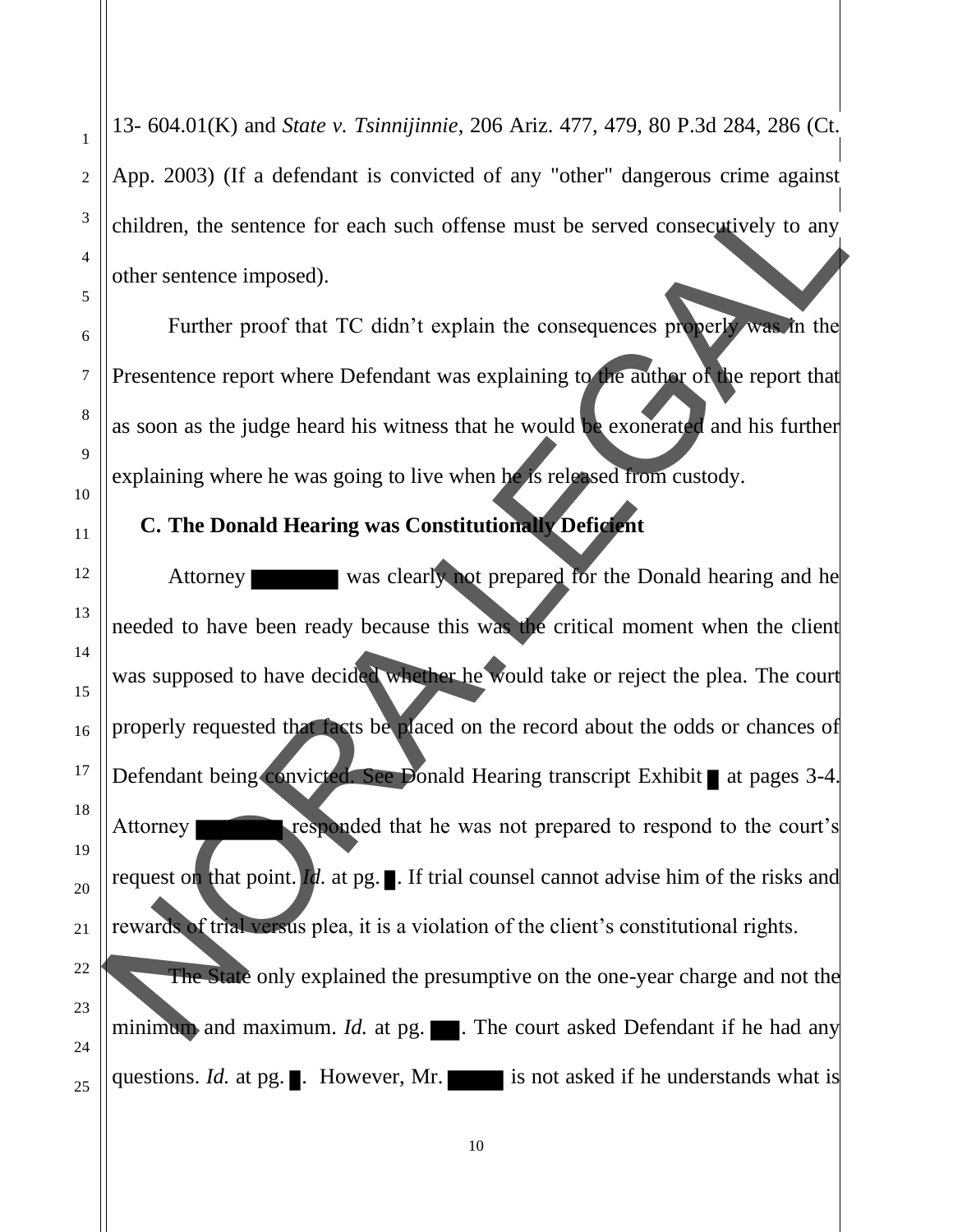13- 604.01(K) and *State v. Tsinnijinnie*, 206 Ariz. 477, 479, 80 P.3d 284, 286 (Ct. App. 2003) (If a defendant is convicted of any "other" dangerous crime against children, the sentence for each such offense must be served consecutively to any other sentence imposed).

Further proof that TC didn't explain the consequences properly was in the Presentence report where Defendant was explaining to the author of the report that as soon as the judge heard his witness that he would be exonerated and his further explaining where he was going to live when he is released from custody.

**C. The Donald Hearing was Constitutionally Deficient**

Attorney ████ was clearly not prepared for the Donald hearing and he needed to have been ready because this was the critical moment when the client was supposed to have decided whether he would take or reject the plea. The court properly requested that facts be placed on the record about the odds or chances of Defendant being convicted. See Donald Hearing transcript Exhibit █ at pages 3-4. Attorney ████ responded that he was not prepared to respond to the court's request on that point. *Id.* at pg. █. If trial counsel cannot advise him of the risks and rewards of trial versus plea, it is a violation of the client's constitutional rights.

The State only explained the presumptive on the one-year charge and not the minimum and maximum. *Id.* at pg. █. The court asked Defendant if he had any questions. *Id.* at pg. █. However, Mr. ████ is not asked if he understands what is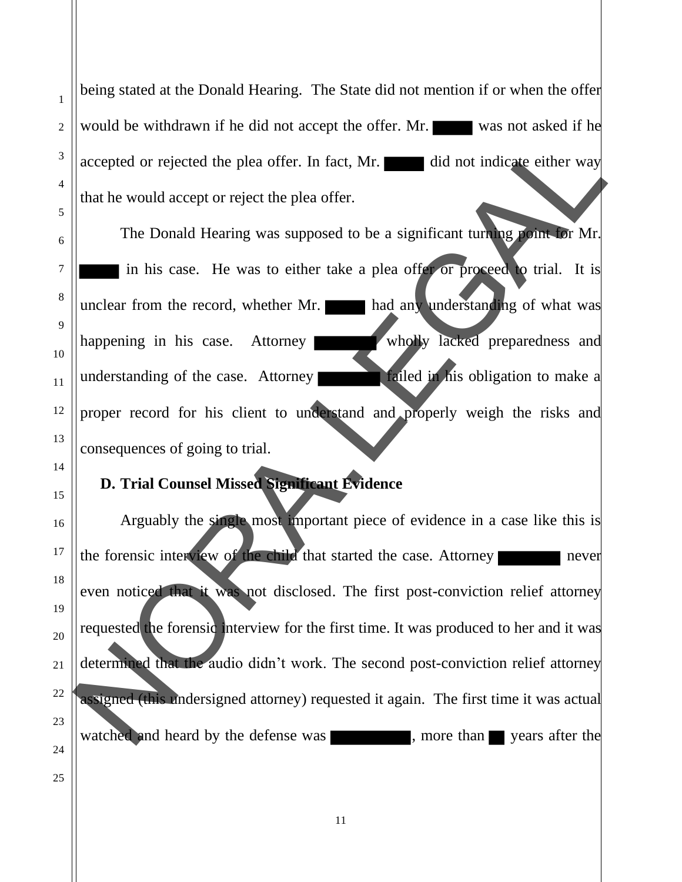being stated at the Donald Hearing. The State did not mention if or when the offer would be withdrawn if he did not accept the offer. Mr. ████ was not asked if he accepted or rejected the plea offer. In fact, Mr. ████ did not indicate either way that he would accept or reject the plea offer.

The Donald Hearing was supposed to be a significant turning point for Mr. ████ in his case. He was to either take a plea offer or proceed to trial. It is unclear from the record, whether Mr. ████ had any understanding of what was happening in his case. Attorney ████ wholly lacked preparedness and understanding of the case. Attorney ████ failed in his obligation to make a proper record for his client to understand and properly weigh the risks and consequences of going to trial.

### D. Trial Counsel Missed Significant Evidence

Arguably the single most important piece of evidence in a case like this is the forensic interview of the child that started the case. Attorney ████ never even noticed that it was not disclosed. The first post-conviction relief attorney requested the forensic interview for the first time. It was produced to her and it was determined that the audio didn't work. The second post-conviction relief attorney assigned (this undersigned attorney) requested it again. The first time it was actual watched and heard by the defense was ████, more than ██ years after the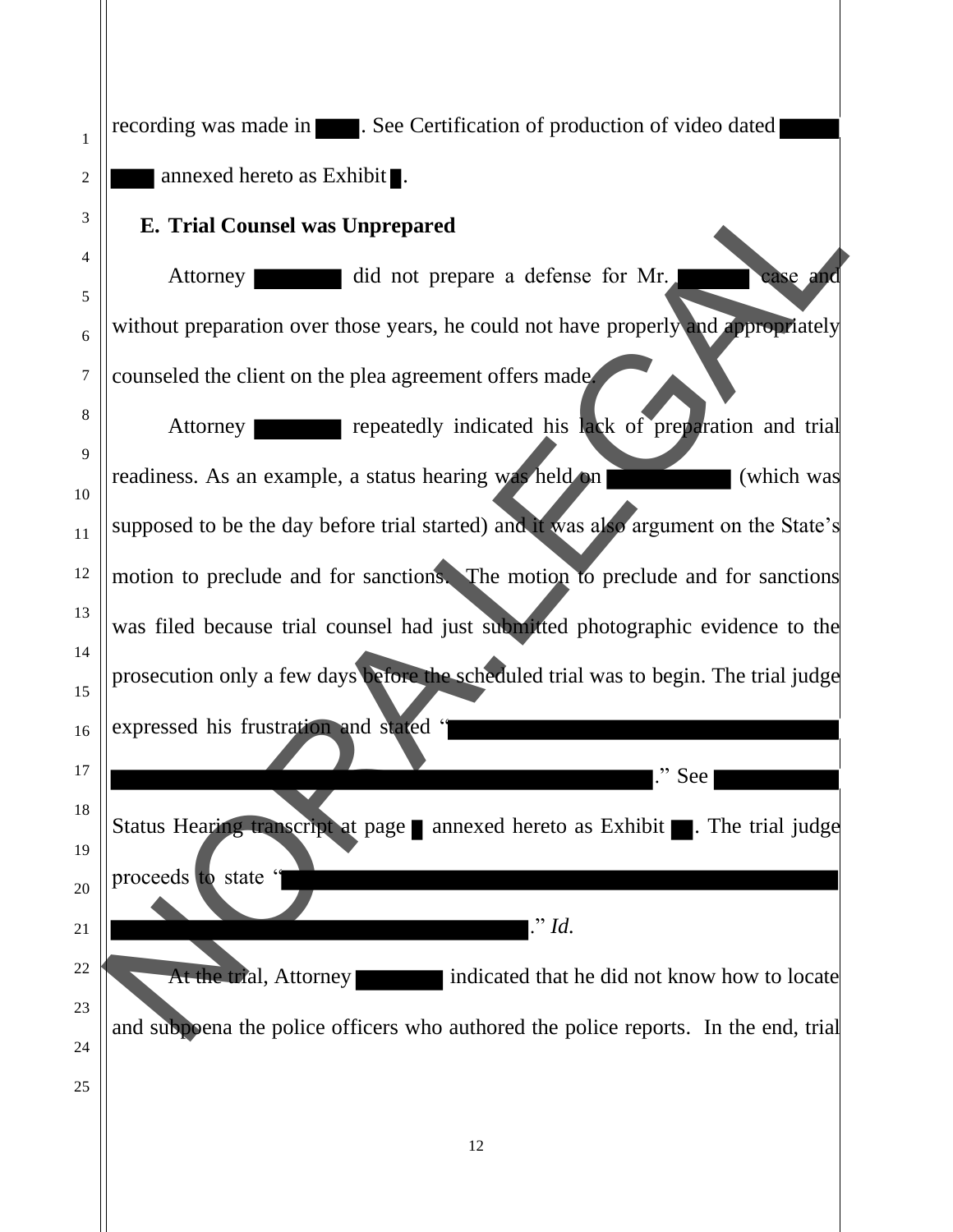recording was made in ████. See Certification of production of video dated █████ ████ annexed hereto as Exhibit █.

### E. Trial Counsel was Unprepared

Attorney ███████ did not prepare a defense for Mr. ██████ case and without preparation over those years, he could not have properly and appropriately counseled the client on the plea agreement offers made.

Attorney ███████ repeatedly indicated his lack of preparation and trial readiness. As an example, a status hearing was held on ██████████ (which was supposed to be the day before trial started) and it was also argument on the State's motion to preclude and for sanctions. The motion to preclude and for sanctions was filed because trial counsel had just submitted photographic evidence to the prosecution only a few days before the scheduled trial was to begin. The trial judge expressed his frustration and stated "████████████████████████████████ ████████████████████████████████████████████." See ██████████ Status Hearing transcript at page █ annexed hereto as Exhibit ██. The trial judge proceeds to state "████████████████████████████████████████████ ██████████████████████████████████." *Id.*

At the trial, Attorney ███████ indicated that he did not know how to locate and subpoena the police officers who authored the police reports. In the end, trial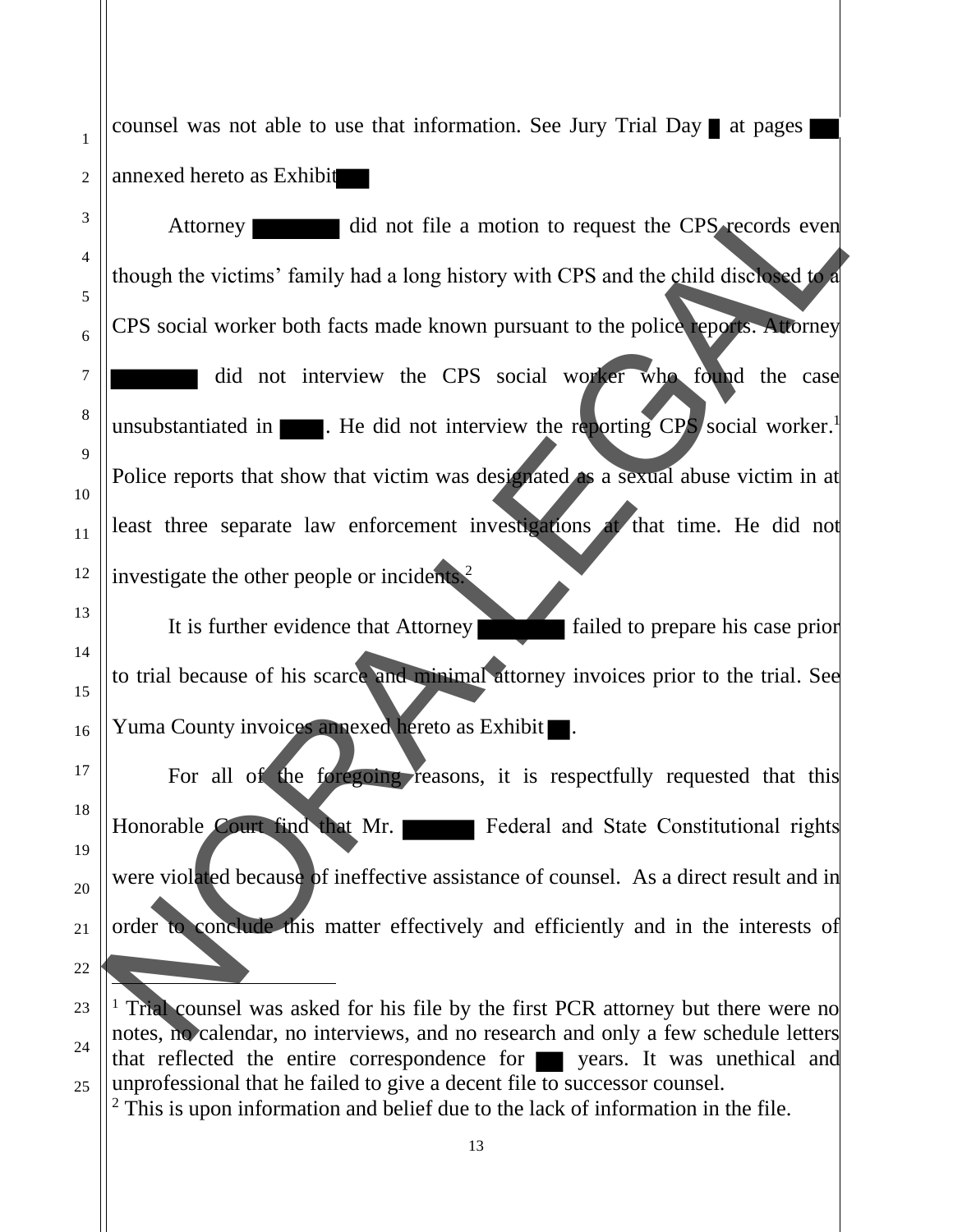counsel was not able to use that information. See Jury Trial Day ▇ at pages ▇▇ annexed hereto as Exhibit ▇▇

Attorney ▇▇▇▇▇▇ did not file a motion to request the CPS records even though the victims' family had a long history with CPS and the child disclosed to a CPS social worker both facts made known pursuant to the police reports. Attorney ▇▇▇▇▇▇ did not interview the CPS social worker who found the case unsubstantiated in ▇▇▇. He did not interview the reporting CPS social worker.[1] Police reports that show that victim was designated as a sexual abuse victim in at least three separate law enforcement investigations at that time. He did not investigate the other people or incidents.[2]

It is further evidence that Attorney ▇▇▇▇▇▇ failed to prepare his case prior to trial because of his scarce and minimal attorney invoices prior to the trial. See Yuma County invoices annexed hereto as Exhibit ▇▇.

For all of the foregoing reasons, it is respectfully requested that this Honorable Court find that Mr. ▇▇▇▇▇ Federal and State Constitutional rights were violated because of ineffective assistance of counsel. As a direct result and in order to conclude this matter effectively and efficiently and in the interests of

---

[1] Trial counsel was asked for his file by the first PCR attorney but there were no notes, no calendar, no interviews, and no research and only a few schedule letters that reflected the entire correspondence for ▇▇ years. It was unethical and unprofessional that he failed to give a decent file to successor counsel.

[2] This is upon information and belief due to the lack of information in the file.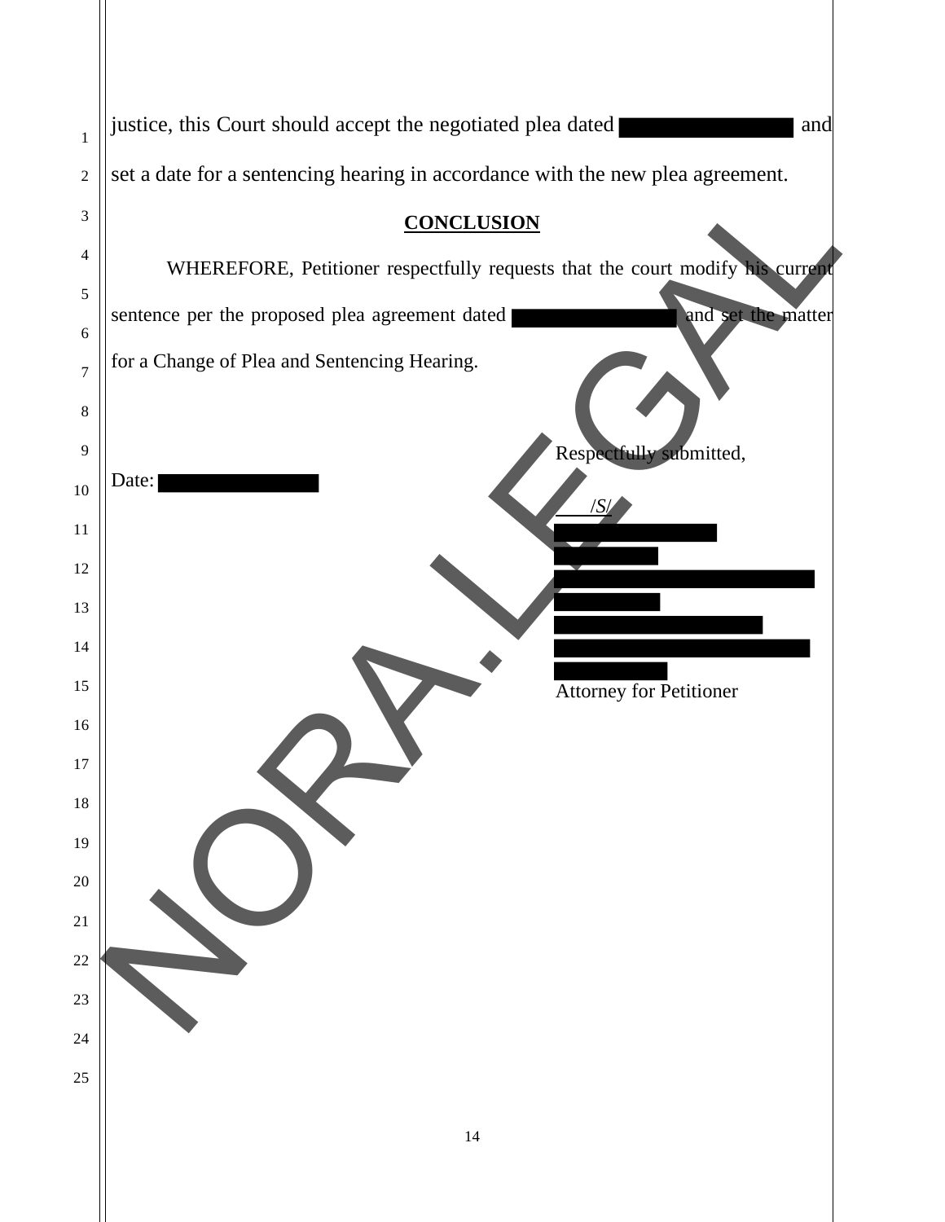justice, this Court should accept the negotiated plea dated ████████ and set a date for a sentencing hearing in accordance with the new plea agreement.

## CONCLUSION

WHEREFORE, Petitioner respectfully requests that the court modify his current sentence per the proposed plea agreement dated ████████ and set the matter for a Change of Plea and Sentencing Hearing.

Date: ████████

Respectfully submitted,

/S/
████████
████████
████████
████████
████████
████████
████████
Attorney for Petitioner